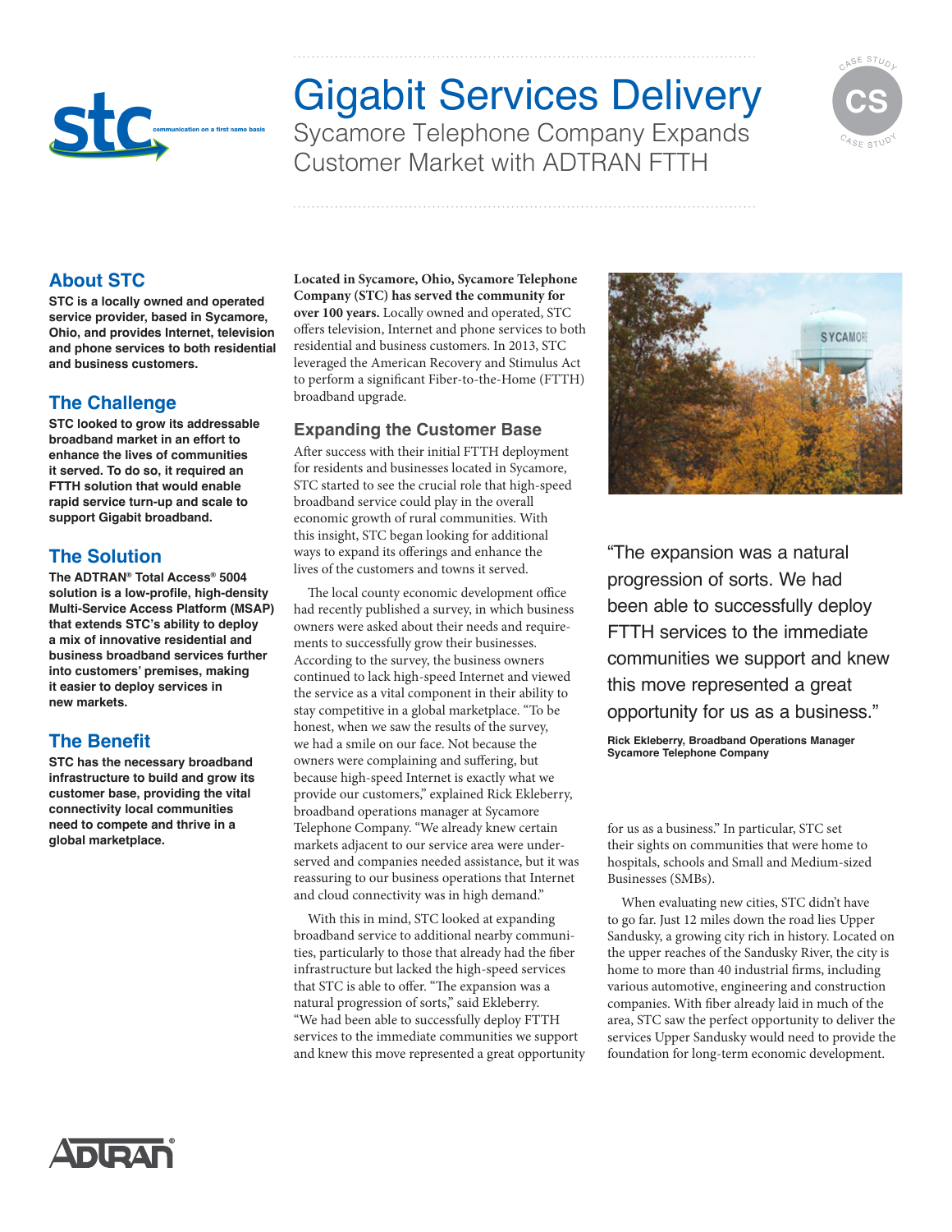# Gigabit Services Delivery

Sycamore Telephone Company Expands Customer Market with ADTRAN FTTH

## About STC

**STC is a locally owned and operated service provider, based in Sycamore, Ohio, and provides Internet, television and phone services to both residential and business customers.**

## The Challenge

**STC looked to grow its addressable broadband market in an effort to enhance the lives of communities it served. To do so, it required an FTTH solution that would enable rapid service turn-up and scale to support Gigabit broadband.**

## The Solution

**The ADTRAN® Total Access® 5004 solution is a low-profile, high-density Multi-Service Access Platform (MSAP) that extends STC's ability to deploy a mix of innovative residential and business broadband services further into customers' premises, making it easier to deploy services in new markets.**

## The Benefit

**STC has the necessary broadband infrastructure to build and grow its customer base, providing the vital connectivity local communities need to compete and thrive in a global marketplace.**

**Located in Sycamore, Ohio, Sycamore Telephone Company (STC) has served the community for over 100 years.** Locally owned and operated, STC offers television, Internet and phone services to both residential and business customers. In 2013, STC leveraged the American Recovery and Stimulus Act to perform a significant Fiber-to-the-Home (FTTH) broadband upgrade.

### Expanding the Customer Base

After success with their initial FTTH deployment for residents and businesses located in Sycamore, STC started to see the crucial role that high-speed broadband service could play in the overall economic growth of rural communities. With this insight, STC began looking for additional ways to expand its offerings and enhance the lives of the customers and towns it served.

The local county economic development office had recently published a survey, in which business owners were asked about their needs and requirements to successfully grow their businesses. According to the survey, the business owners continued to lack high-speed Internet and viewed the service as a vital component in their ability to stay competitive in a global marketplace. "To be honest, when we saw the results of the survey, we had a smile on our face. Not because the owners were complaining and suffering, but because high-speed Internet is exactly what we provide our customers," explained Rick Ekleberry, broadband operations manager at Sycamore Telephone Company. "We already knew certain markets adjacent to our service area were underserved and companies needed assistance, but it was reassuring to our business operations that Internet and cloud connectivity was in high demand."

With this in mind, STC looked at expanding broadband service to additional nearby communities, particularly to those that already had the fiber infrastructure but lacked the high-speed services that STC is able to offer. "The expansion was a natural progression of sorts," said Ekleberry. "We had been able to successfully deploy FTTH services to the immediate communities we support and knew this move represented a great opportunity for us as a business." In particular, STC set their sights on communities that were home to hospitals, schools and Small and Medium-sized Businesses (SMBs).

> "The expansion was a natural progression of sorts. We had been able to successfully deploy FTTH services to the immediate communities we support and knew this move represented a great opportunity for us as a business."
>
> **Rick Ekleberry, Broadband Operations Manager**
> **Sycamore Telephone Company**

When evaluating new cities, STC didn't have to go far. Just 12 miles down the road lies Upper Sandusky, a growing city rich in history. Located on the upper reaches of the Sandusky River, the city is home to more than 40 industrial firms, including various automotive, engineering and construction companies. With fiber already laid in much of the area, STC saw the perfect opportunity to deliver the services Upper Sandusky would need to provide the foundation for long-term economic development.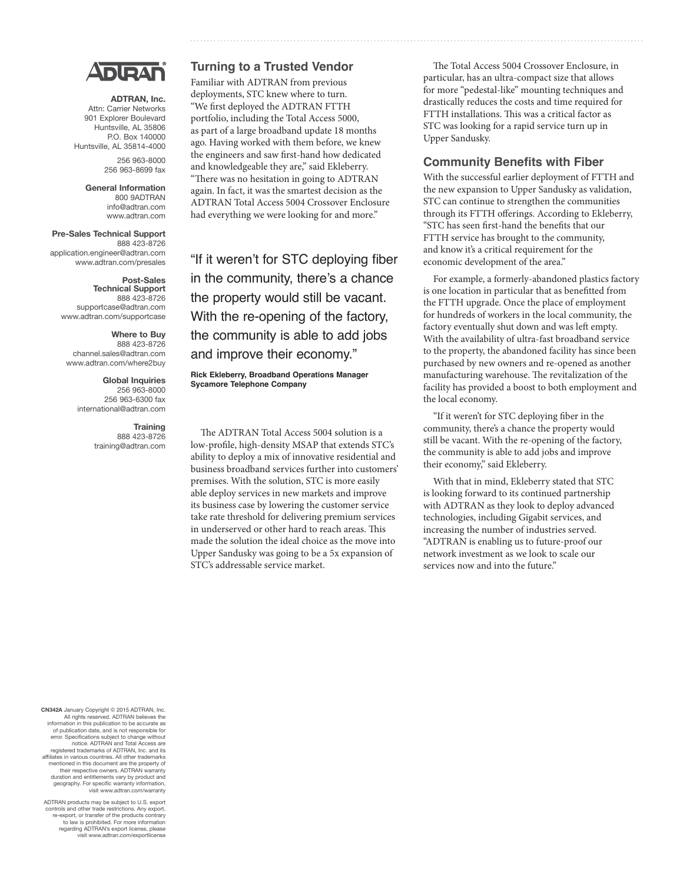## Turning to a Trusted Vendor

Familiar with ADTRAN from previous deployments, STC knew where to turn. "We first deployed the ADTRAN FTTH portfolio, including the Total Access 5000, as part of a large broadband update 18 months ago. Having worked with them before, we knew the engineers and saw first-hand how dedicated and knowledgeable they are," said Ekleberry. "There was no hesitation in going to ADTRAN again. In fact, it was the smartest decision as the ADTRAN Total Access 5004 Crossover Enclosure had everything we were looking for and more."

> "If it weren't for STC deploying fiber in the community, there's a chance the property would still be vacant. With the re-opening of the factory, the community is able to add jobs and improve their economy."
>
> **Rick Ekleberry, Broadband Operations Manager**
> **Sycamore Telephone Company**

The ADTRAN Total Access 5004 solution is a low-profile, high-density MSAP that extends STC's ability to deploy a mix of innovative residential and business broadband services further into customers' premises. With the solution, STC is more easily able deploy services in new markets and improve its business case by lowering the customer service take rate threshold for delivering premium services in underserved or other hard to reach areas. This made the solution the ideal choice as the move into Upper Sandusky was going to be a 5x expansion of STC's addressable service market.

The Total Access 5004 Crossover Enclosure, in particular, has an ultra-compact size that allows for more "pedestal-like" mounting techniques and drastically reduces the costs and time required for FTTH installations. This was a critical factor as STC was looking for a rapid service turn up in Upper Sandusky.

## Community Benefits with Fiber

With the successful earlier deployment of FTTH and the new expansion to Upper Sandusky as validation, STC can continue to strengthen the communities through its FTTH offerings. According to Ekleberry, "STC has seen first-hand the benefits that our FTTH service has brought to the community, and know it's a critical requirement for the economic development of the area."

For example, a formerly-abandoned plastics factory is one location in particular that as benefitted from the FTTH upgrade. Once the place of employment for hundreds of workers in the local community, the factory eventually shut down and was left empty. With the availability of ultra-fast broadband service to the property, the abandoned facility has since been purchased by new owners and re-opened as another manufacturing warehouse. The revitalization of the facility has provided a boost to both employment and the local economy.

"If it weren't for STC deploying fiber in the community, there's a chance the property would still be vacant. With the re-opening of the factory, the community is able to add jobs and improve their economy," said Ekleberry.

With that in mind, Ekleberry stated that STC is looking forward to its continued partnership with ADTRAN as they look to deploy advanced technologies, including Gigabit services, and increasing the number of industries served. "ADTRAN is enabling us to future-proof our network investment as we look to scale our services now and into the future."

---

ADTRAN

**ADTRAN, Inc.**
Attn: Carrier Networks
901 Explorer Boulevard
Huntsville, AL 35806
P.O. Box 140000
Huntsville, AL 35814-4000

256 963-8000
256 963-8699 fax

**General Information**
800 9ADTRAN
info@adtran.com
www.adtran.com

**Pre-Sales Technical Support**
888 423-8726
application.engineer@adtran.com
www.adtran.com/presales

**Post-Sales Technical Support**
888 423-8726
supportcase@adtran.com
www.adtran.com/supportcase

**Where to Buy**
888 423-8726
channel.sales@adtran.com
www.adtran.com/where2buy

**Global Inquiries**
256 963-8000
256 963-6300 fax
international@adtran.com

**Training**
888 423-8726
training@adtran.com

**CN342A** January Copyright © 2015 ADTRAN, Inc. All rights reserved. ADTRAN believes the information in this publication to be accurate as of publication date, and is not responsible for error. Specifications subject to change without notice. ADTRAN and Total Access are registered trademarks of ADTRAN, Inc. and its affiliates in various countries. All other trademarks mentioned in this document are the property of their respective owners. ADTRAN warranty duration and entitlements vary by product and geography. For specific warranty information, visit www.adtran.com/warranty

ADTRAN products may be subject to U.S. export controls and other trade restrictions. Any export, re-export, or transfer of the products contrary to law is prohibited. For more information regarding ADTRAN's export license, please visit www.adtran.com/exportlicense